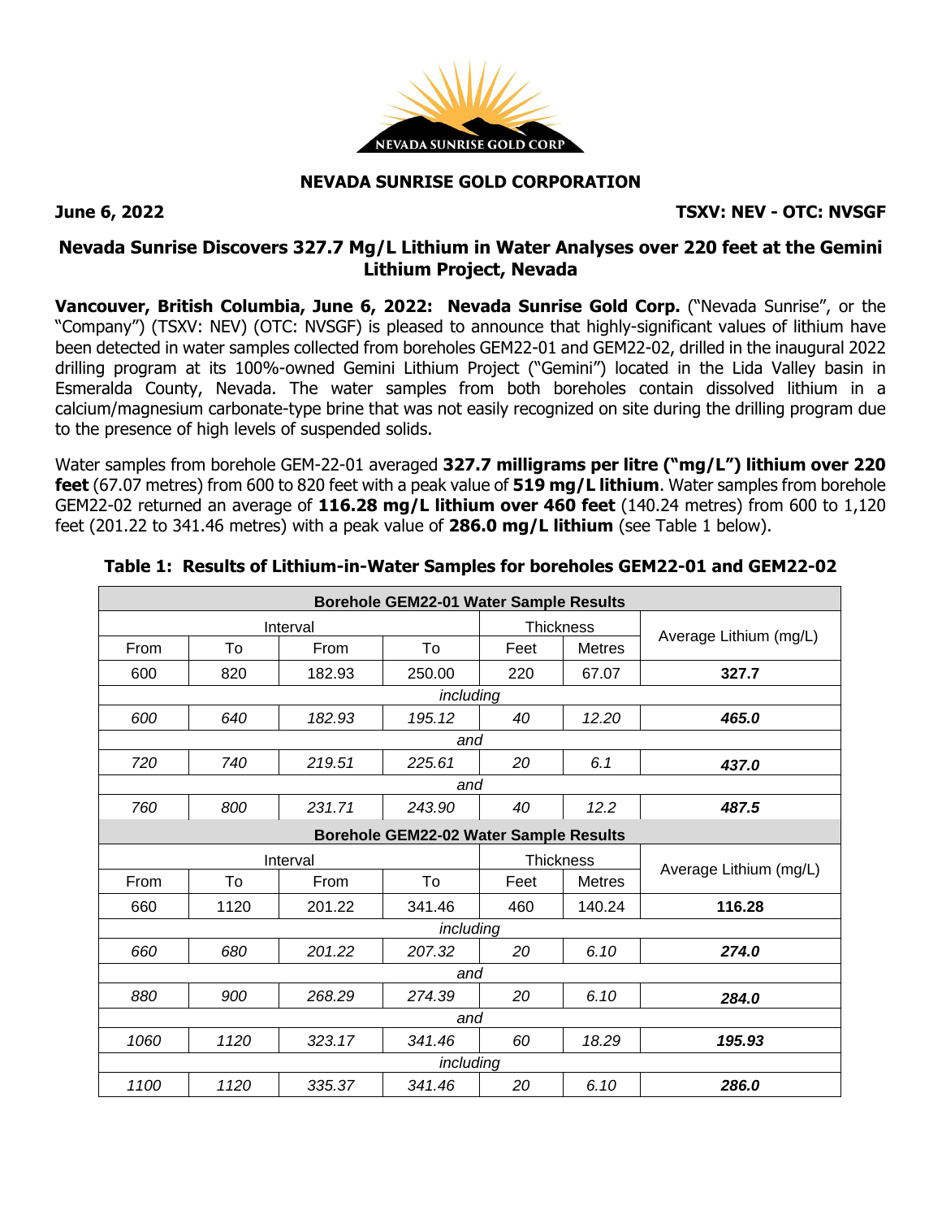## NEVADA SUNRISE GOLD CORPORATION

**June 6, 2022** **TSXV: NEV - OTC: NVSGF**

# Nevada Sunrise Discovers 327.7 Mg/L Lithium in Water Analyses over 220 feet at the Gemini Lithium Project, Nevada

**Vancouver, British Columbia, June 6, 2022: Nevada Sunrise Gold Corp.** ("Nevada Sunrise", or the "Company") (TSXV: NEV) (OTC: NVSGF) is pleased to announce that highly-significant values of lithium have been detected in water samples collected from boreholes GEM22-01 and GEM22-02, drilled in the inaugural 2022 drilling program at its 100%-owned Gemini Lithium Project ("Gemini") located in the Lida Valley basin in Esmeralda County, Nevada. The water samples from both boreholes contain dissolved lithium in a calcium/magnesium carbonate-type brine that was not easily recognized on site during the drilling program due to the presence of high levels of suspended solids.

Water samples from borehole GEM-22-01 averaged **327.7 milligrams per litre ("mg/L") lithium over 220 feet** (67.07 metres) from 600 to 820 feet with a peak value of **519 mg/L lithium**. Water samples from borehole GEM22-02 returned an average of **116.28 mg/L lithium over 460 feet** (140.24 metres) from 600 to 1,120 feet (201.22 to 341.46 metres) with a peak value of **286.0 mg/L lithium** (see Table 1 below).

**Table 1: Results of Lithium-in-Water Samples for boreholes GEM22-01 and GEM22-02**

| **Borehole GEM22-01 Water Sample Results** | | | | | | |
|---|---|---|---|---|---|---|
| Interval | | | | Thickness | | Average Lithium (mg/L) |
| From | To | From | To | Feet | Metres | |
| 600 | 820 | 182.93 | 250.00 | 220 | 67.07 | **327.7** |
| *including* | | | | | | |
| *600* | *640* | *182.93* | *195.12* | *40* | *12.20* | ***465.0*** |
| *and* | | | | | | |
| *720* | *740* | *219.51* | *225.61* | *20* | *6.1* | ***437.0*** |
| *and* | | | | | | |
| *760* | *800* | *231.71* | *243.90* | *40* | *12.2* | ***487.5*** |
| **Borehole GEM22-02 Water Sample Results** | | | | | | |
| Interval | | | | Thickness | | Average Lithium (mg/L) |
| From | To | From | To | Feet | Metres | |
| 660 | 1120 | 201.22 | 341.46 | 460 | 140.24 | **116.28** |
| *including* | | | | | | |
| *660* | *680* | *201.22* | *207.32* | *20* | *6.10* | ***274.0*** |
| *and* | | | | | | |
| *880* | *900* | *268.29* | *274.39* | *20* | *6.10* | ***284.0*** |
| *and* | | | | | | |
| *1060* | *1120* | *323.17* | *341.46* | *60* | *18.29* | ***195.93*** |
| *including* | | | | | | |
| *1100* | *1120* | *335.37* | *341.46* | *20* | *6.10* | ***286.0*** |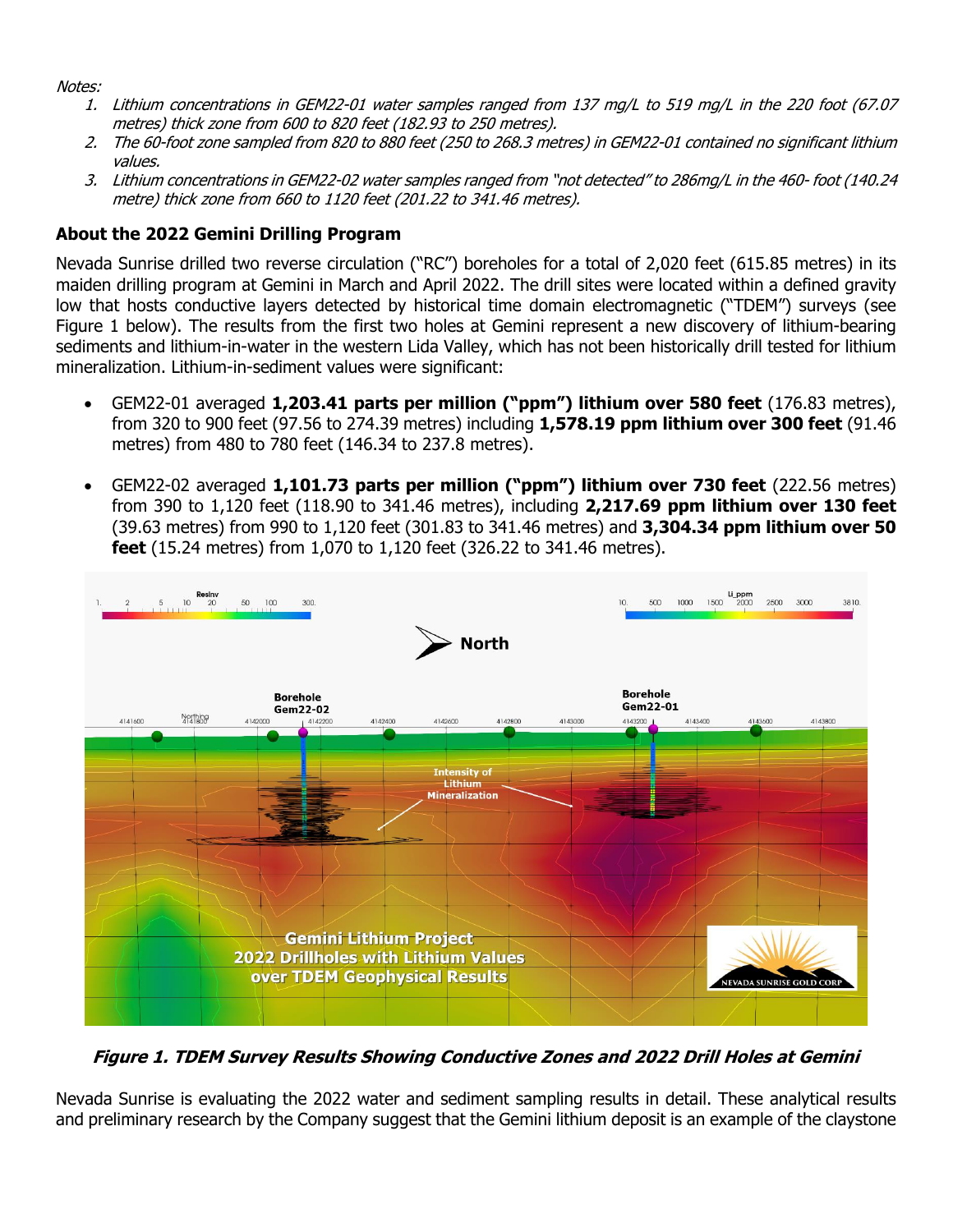*Notes:*

1. *Lithium concentrations in GEM22-01 water samples ranged from 137 mg/L to 519 mg/L in the 220 foot (67.07 metres) thick zone from 600 to 820 feet (182.93 to 250 metres).*
2. *The 60-foot zone sampled from 820 to 880 feet (250 to 268.3 metres) in GEM22-01 contained no significant lithium values.*
3. *Lithium concentrations in GEM22-02 water samples ranged from "not detected" to 286mg/L in the 460- foot (140.24 metre) thick zone from 660 to 1120 feet (201.22 to 341.46 metres).*

## About the 2022 Gemini Drilling Program

Nevada Sunrise drilled two reverse circulation ("RC") boreholes for a total of 2,020 feet (615.85 metres) in its maiden drilling program at Gemini in March and April 2022. The drill sites were located within a defined gravity low that hosts conductive layers detected by historical time domain electromagnetic ("TDEM") surveys (see Figure 1 below). The results from the first two holes at Gemini represent a new discovery of lithium-bearing sediments and lithium-in-water in the western Lida Valley, which has not been historically drill tested for lithium mineralization. Lithium-in-sediment values were significant:

- GEM22-01 averaged **1,203.41 parts per million ("ppm") lithium over 580 feet** (176.83 metres), from 320 to 900 feet (97.56 to 274.39 metres) including **1,578.19 ppm lithium over 300 feet** (91.46 metres) from 480 to 780 feet (146.34 to 237.8 metres).
- GEM22-02 averaged **1,101.73 parts per million ("ppm") lithium over 730 feet** (222.56 metres) from 390 to 1,120 feet (118.90 to 341.46 metres), including **2,217.69 ppm lithium over 130 feet** (39.63 metres) from 990 to 1,120 feet (301.83 to 341.46 metres) and **3,304.34 ppm lithium over 50 feet** (15.24 metres) from 1,070 to 1,120 feet (326.22 to 341.46 metres).

***Figure 1. TDEM Survey Results Showing Conductive Zones and 2022 Drill Holes at Gemini***

Nevada Sunrise is evaluating the 2022 water and sediment sampling results in detail. These analytical results and preliminary research by the Company suggest that the Gemini lithium deposit is an example of the claystone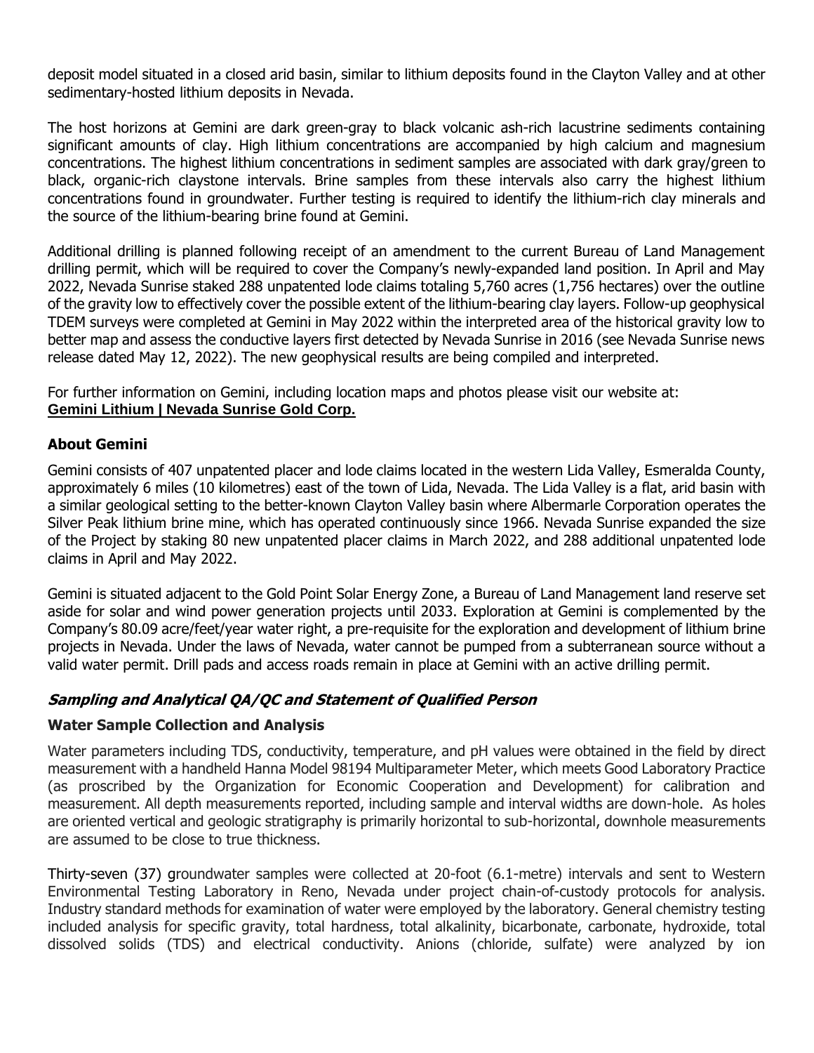deposit model situated in a closed arid basin, similar to lithium deposits found in the Clayton Valley and at other sedimentary-hosted lithium deposits in Nevada.

The host horizons at Gemini are dark green-gray to black volcanic ash-rich lacustrine sediments containing significant amounts of clay. High lithium concentrations are accompanied by high calcium and magnesium concentrations. The highest lithium concentrations in sediment samples are associated with dark gray/green to black, organic-rich claystone intervals. Brine samples from these intervals also carry the highest lithium concentrations found in groundwater. Further testing is required to identify the lithium-rich clay minerals and the source of the lithium-bearing brine found at Gemini.

Additional drilling is planned following receipt of an amendment to the current Bureau of Land Management drilling permit, which will be required to cover the Company's newly-expanded land position. In April and May 2022, Nevada Sunrise staked 288 unpatented lode claims totaling 5,760 acres (1,756 hectares) over the outline of the gravity low to effectively cover the possible extent of the lithium-bearing clay layers. Follow-up geophysical TDEM surveys were completed at Gemini in May 2022 within the interpreted area of the historical gravity low to better map and assess the conductive layers first detected by Nevada Sunrise in 2016 (see Nevada Sunrise news release dated May 12, 2022). The new geophysical results are being compiled and interpreted.

For further information on Gemini, including location maps and photos please visit our website at:
**Gemini Lithium | Nevada Sunrise Gold Corp.**

### About Gemini

Gemini consists of 407 unpatented placer and lode claims located in the western Lida Valley, Esmeralda County, approximately 6 miles (10 kilometres) east of the town of Lida, Nevada. The Lida Valley is a flat, arid basin with a similar geological setting to the better-known Clayton Valley basin where Albermarle Corporation operates the Silver Peak lithium brine mine, which has operated continuously since 1966. Nevada Sunrise expanded the size of the Project by staking 80 new unpatented placer claims in March 2022, and 288 additional unpatented lode claims in April and May 2022.

Gemini is situated adjacent to the Gold Point Solar Energy Zone, a Bureau of Land Management land reserve set aside for solar and wind power generation projects until 2033. Exploration at Gemini is complemented by the Company's 80.09 acre/feet/year water right, a pre-requisite for the exploration and development of lithium brine projects in Nevada. Under the laws of Nevada, water cannot be pumped from a subterranean source without a valid water permit. Drill pads and access roads remain in place at Gemini with an active drilling permit.

## *Sampling and Analytical QA/QC and Statement of Qualified Person*

### Water Sample Collection and Analysis

Water parameters including TDS, conductivity, temperature, and pH values were obtained in the field by direct measurement with a handheld Hanna Model 98194 Multiparameter Meter, which meets Good Laboratory Practice (as proscribed by the Organization for Economic Cooperation and Development) for calibration and measurement. All depth measurements reported, including sample and interval widths are down-hole. As holes are oriented vertical and geologic stratigraphy is primarily horizontal to sub-horizontal, downhole measurements are assumed to be close to true thickness.

Thirty-seven (37) groundwater samples were collected at 20-foot (6.1-metre) intervals and sent to Western Environmental Testing Laboratory in Reno, Nevada under project chain-of-custody protocols for analysis. Industry standard methods for examination of water were employed by the laboratory. General chemistry testing included analysis for specific gravity, total hardness, total alkalinity, bicarbonate, carbonate, hydroxide, total dissolved solids (TDS) and electrical conductivity. Anions (chloride, sulfate) were analyzed by ion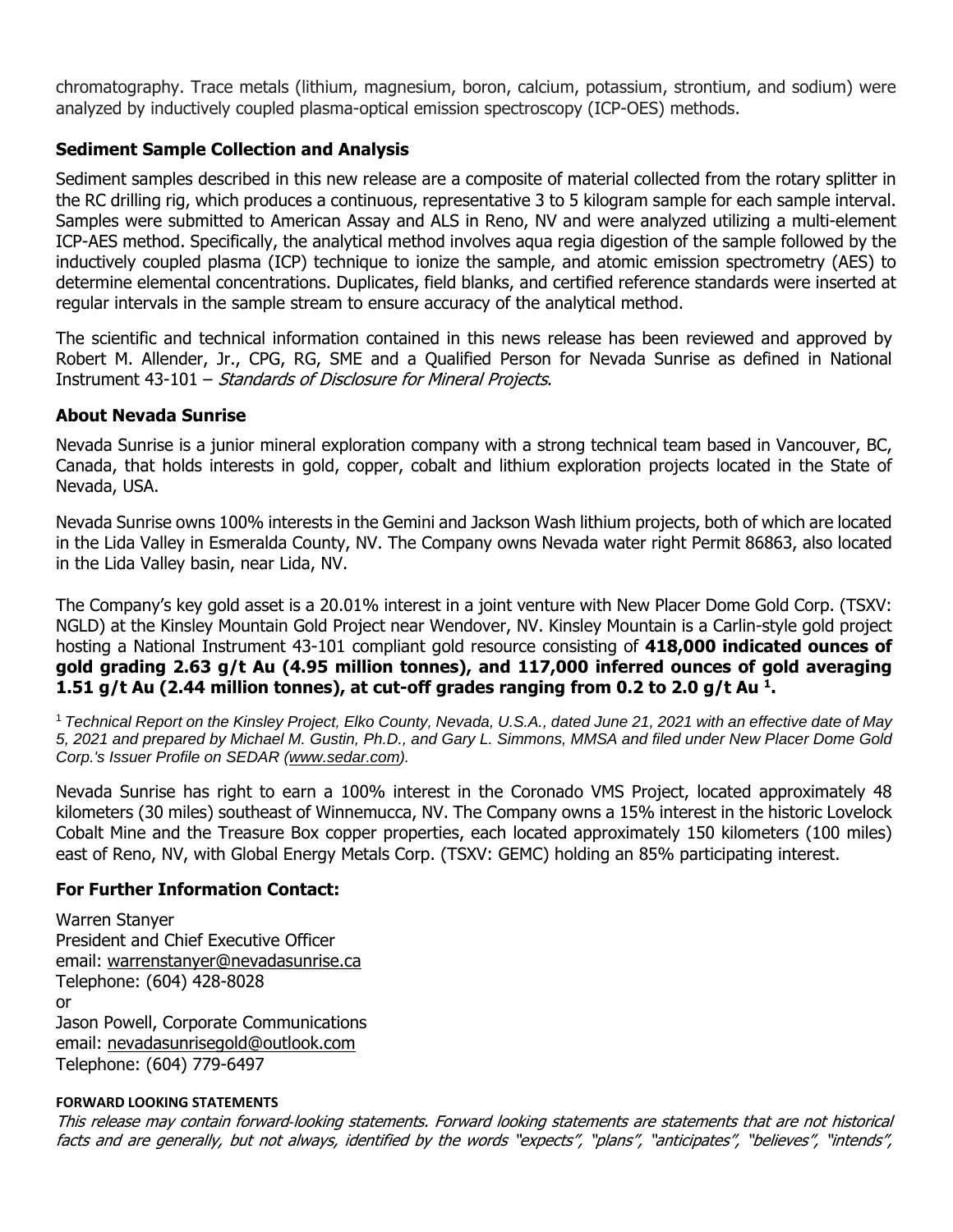chromatography. Trace metals (lithium, magnesium, boron, calcium, potassium, strontium, and sodium) were analyzed by inductively coupled plasma-optical emission spectroscopy (ICP-OES) methods.

## Sediment Sample Collection and Analysis

Sediment samples described in this new release are a composite of material collected from the rotary splitter in the RC drilling rig, which produces a continuous, representative 3 to 5 kilogram sample for each sample interval. Samples were submitted to American Assay and ALS in Reno, NV and were analyzed utilizing a multi-element ICP-AES method. Specifically, the analytical method involves aqua regia digestion of the sample followed by the inductively coupled plasma (ICP) technique to ionize the sample, and atomic emission spectrometry (AES) to determine elemental concentrations. Duplicates, field blanks, and certified reference standards were inserted at regular intervals in the sample stream to ensure accuracy of the analytical method.

The scientific and technical information contained in this news release has been reviewed and approved by Robert M. Allender, Jr., CPG, RG, SME and a Qualified Person for Nevada Sunrise as defined in National Instrument 43-101 – *Standards of Disclosure for Mineral Projects*.

## About Nevada Sunrise

Nevada Sunrise is a junior mineral exploration company with a strong technical team based in Vancouver, BC, Canada, that holds interests in gold, copper, cobalt and lithium exploration projects located in the State of Nevada, USA.

Nevada Sunrise owns 100% interests in the Gemini and Jackson Wash lithium projects, both of which are located in the Lida Valley in Esmeralda County, NV. The Company owns Nevada water right Permit 86863, also located in the Lida Valley basin, near Lida, NV.

The Company's key gold asset is a 20.01% interest in a joint venture with New Placer Dome Gold Corp. (TSXV: NGLD) at the Kinsley Mountain Gold Project near Wendover, NV. Kinsley Mountain is a Carlin-style gold project hosting a National Instrument 43-101 compliant gold resource consisting of **418,000 indicated ounces of gold grading 2.63 g/t Au (4.95 million tonnes), and 117,000 inferred ounces of gold averaging 1.51 g/t Au (2.44 million tonnes), at cut-off grades ranging from 0.2 to 2.0 g/t Au [1].**

[1] *Technical Report on the Kinsley Project, Elko County, Nevada, U.S.A., dated June 21, 2021 with an effective date of May 5, 2021 and prepared by Michael M. Gustin, Ph.D., and Gary L. Simmons, MMSA and filed under New Placer Dome Gold Corp.'s Issuer Profile on SEDAR (www.sedar.com).*

Nevada Sunrise has right to earn a 100% interest in the Coronado VMS Project, located approximately 48 kilometers (30 miles) southeast of Winnemucca, NV. The Company owns a 15% interest in the historic Lovelock Cobalt Mine and the Treasure Box copper properties, each located approximately 150 kilometers (100 miles) east of Reno, NV, with Global Energy Metals Corp. (TSXV: GEMC) holding an 85% participating interest.

## For Further Information Contact:

Warren Stanyer
President and Chief Executive Officer
email: warrenstanyer@nevadasunrise.ca
Telephone: (604) 428-8028
or
Jason Powell, Corporate Communications
email: nevadasunrisegold@outlook.com
Telephone: (604) 779-6497

**FORWARD LOOKING STATEMENTS**

*This release may contain forward-looking statements. Forward looking statements are statements that are not historical facts and are generally, but not always, identified by the words "expects", "plans", "anticipates", "believes", "intends",*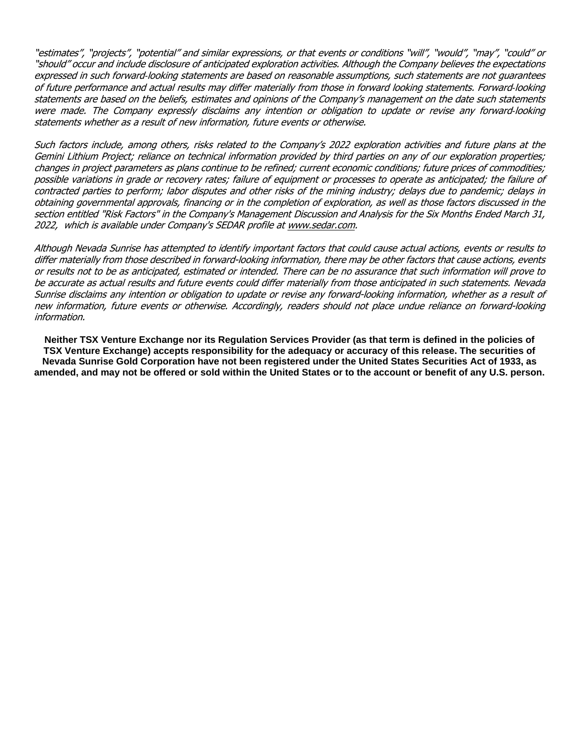*"estimates", "projects", "potential" and similar expressions, or that events or conditions "will", "would", "may", "could" or "should" occur and include disclosure of anticipated exploration activities. Although the Company believes the expectations expressed in such forward-looking statements are based on reasonable assumptions, such statements are not guarantees of future performance and actual results may differ materially from those in forward looking statements. Forward-looking statements are based on the beliefs, estimates and opinions of the Company's management on the date such statements were made. The Company expressly disclaims any intention or obligation to update or revise any forward-looking statements whether as a result of new information, future events or otherwise.*

*Such factors include, among others, risks related to the Company's 2022 exploration activities and future plans at the Gemini Lithium Project; reliance on technical information provided by third parties on any of our exploration properties; changes in project parameters as plans continue to be refined; current economic conditions; future prices of commodities; possible variations in grade or recovery rates; failure of equipment or processes to operate as anticipated; the failure of contracted parties to perform; labor disputes and other risks of the mining industry; delays due to pandemic; delays in obtaining governmental approvals, financing or in the completion of exploration, as well as those factors discussed in the section entitled "Risk Factors" in the Company's Management Discussion and Analysis for the Six Months Ended March 31, 2022, which is available under Company's SEDAR profile at www.sedar.com.*

*Although Nevada Sunrise has attempted to identify important factors that could cause actual actions, events or results to differ materially from those described in forward-looking information, there may be other factors that cause actions, events or results not to be as anticipated, estimated or intended. There can be no assurance that such information will prove to be accurate as actual results and future events could differ materially from those anticipated in such statements. Nevada Sunrise disclaims any intention or obligation to update or revise any forward-looking information, whether as a result of new information, future events or otherwise. Accordingly, readers should not place undue reliance on forward-looking information.*

**Neither TSX Venture Exchange nor its Regulation Services Provider (as that term is defined in the policies of TSX Venture Exchange) accepts responsibility for the adequacy or accuracy of this release. The securities of Nevada Sunrise Gold Corporation have not been registered under the United States Securities Act of 1933, as amended, and may not be offered or sold within the United States or to the account or benefit of any U.S. person.**